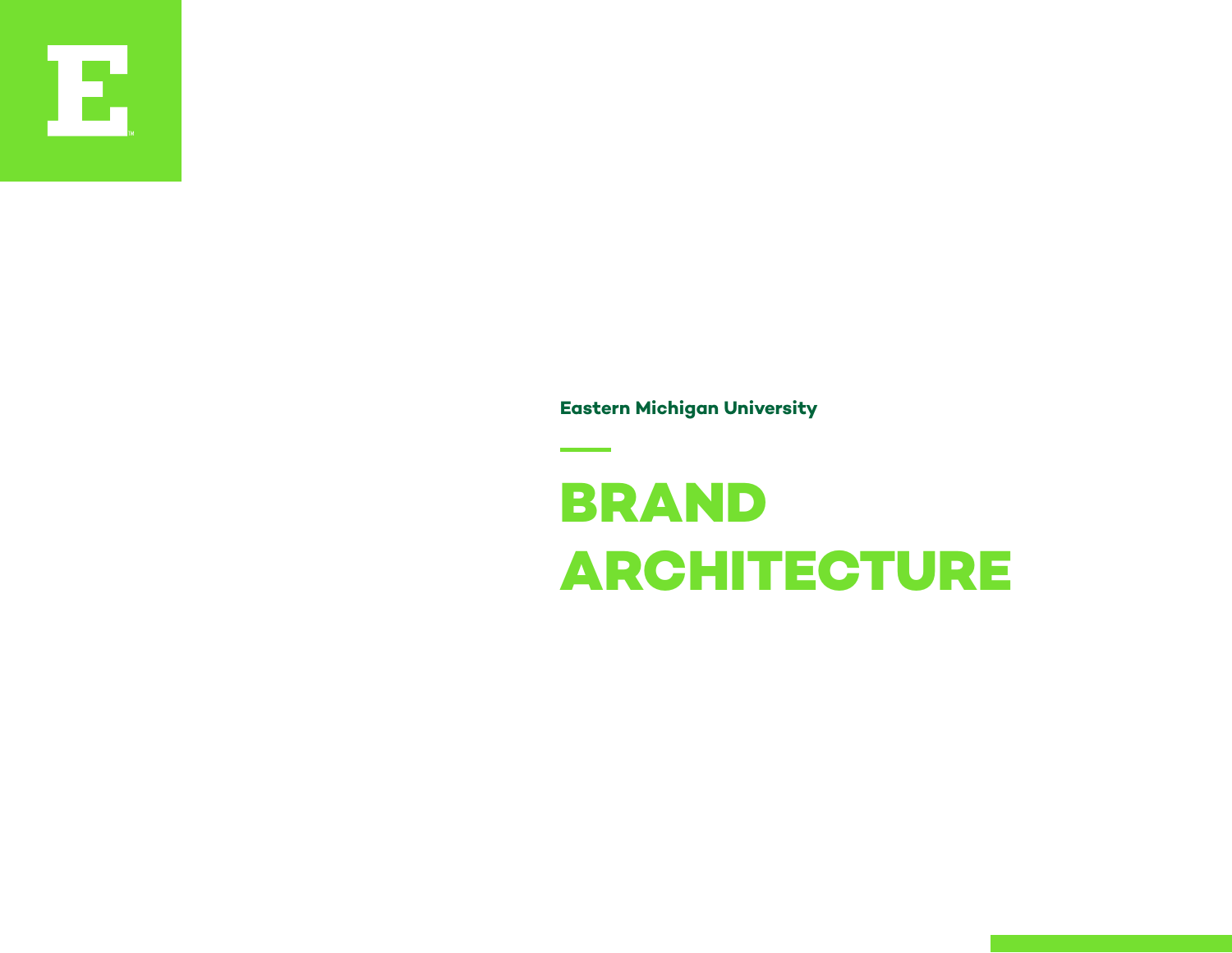Eastern Michigan University

# BRAND ARCHITECTURE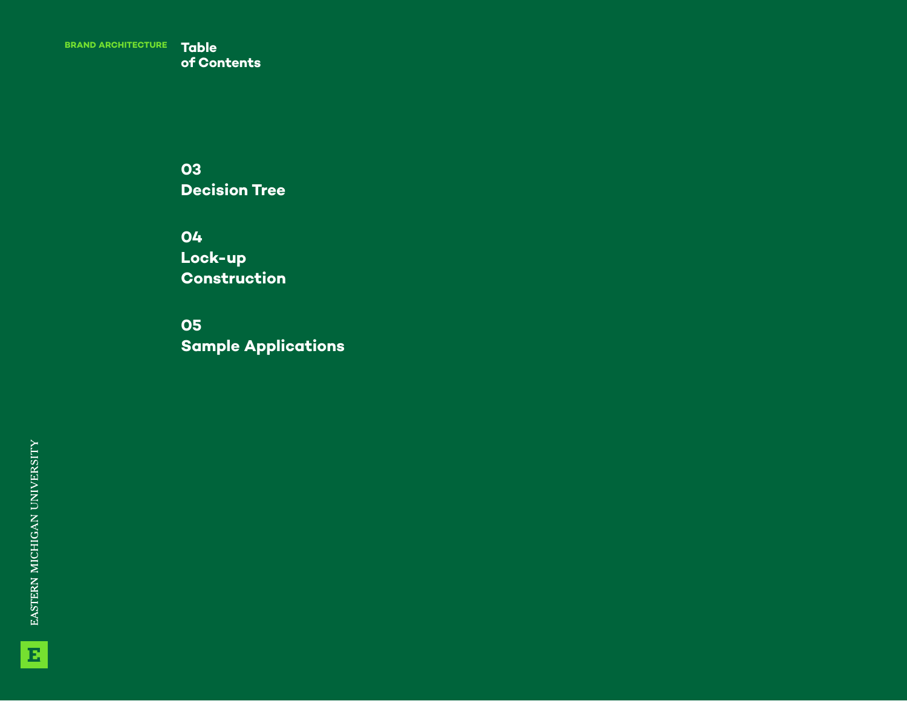BRAND ARCHITECTURE

# Table of Contents

**03**
**Decision Tree**

**04**
**Lock-up Construction**

**05**
**Sample Applications**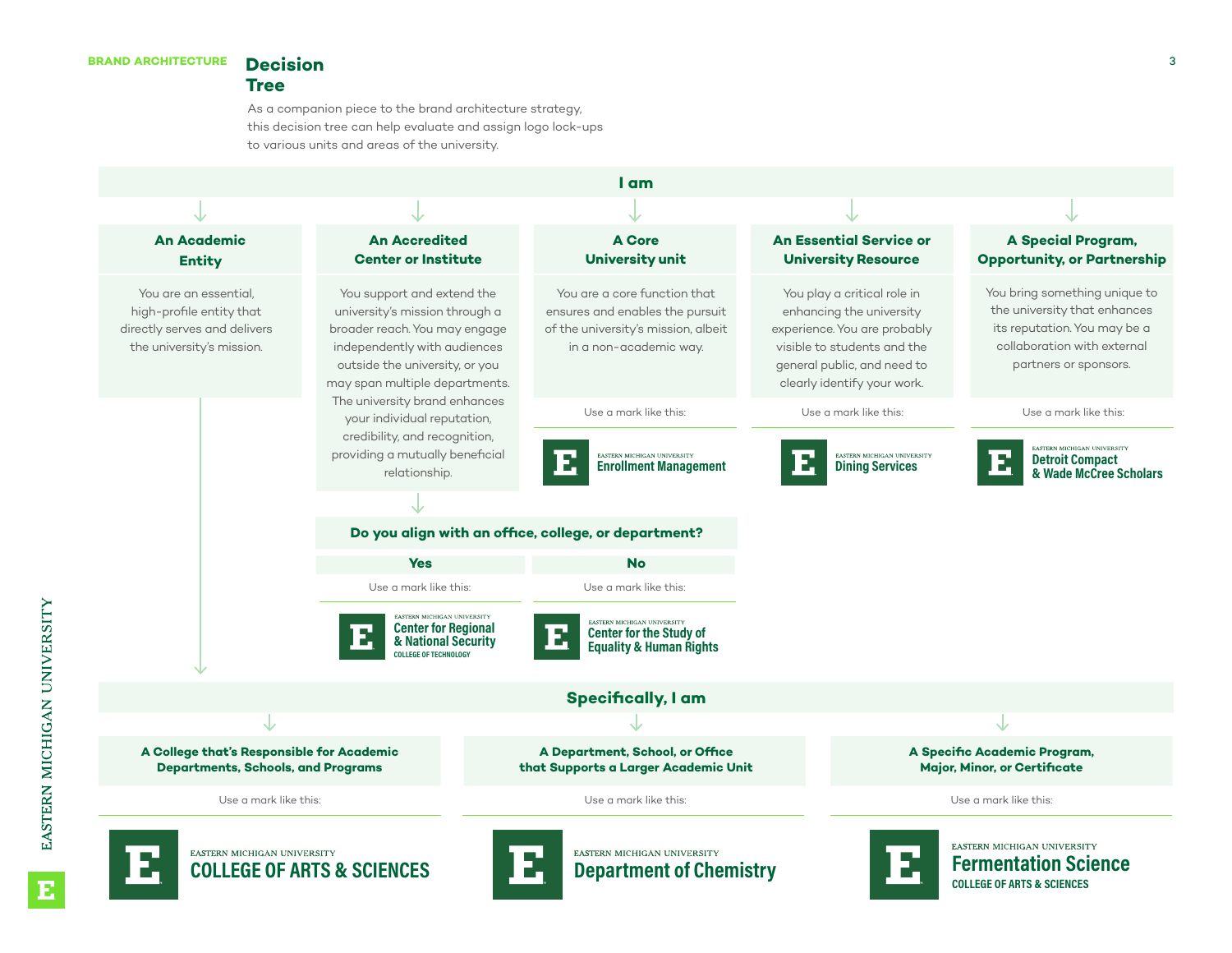BRAND ARCHITECTURE

# Decision Tree

As a companion piece to the brand architecture strategy, this decision tree can help evaluate and assign logo lock-ups to various units and areas of the university.

## I am

### An Academic Entity

You are an essential, high-profile entity that directly serves and delivers the university's mission.

### An Accredited Center or Institute

You support and extend the university's mission through a broader reach. You may engage independently with audiences outside the university, or you may span multiple departments. The university brand enhances your individual reputation, credibility, and recognition, providing a mutually beneficial relationship.

**Do you align with an office, college, or department?**

**Yes**

Use a mark like this:

EASTERN MICHIGAN UNIVERSITY
Center for Regional & National Security
COLLEGE OF TECHNOLOGY

**No**

Use a mark like this:

EASTERN MICHIGAN UNIVERSITY
Center for the Study of Equality & Human Rights

### A Core University unit

You are a core function that ensures and enables the pursuit of the university's mission, albeit in a non-academic way.

Use a mark like this:

EASTERN MICHIGAN UNIVERSITY
Enrollment Management

### An Essential Service or University Resource

You play a critical role in enhancing the university experience. You are probably visible to students and the general public, and need to clearly identify your work.

Use a mark like this:

EASTERN MICHIGAN UNIVERSITY
Dining Services

### A Special Program, Opportunity, or Partnership

You bring something unique to the university that enhances its reputation. You may be a collaboration with external partners or sponsors.

Use a mark like this:

EASTERN MICHIGAN UNIVERSITY
Detroit Compact & Wade McCree Scholars

## Specifically, I am

### A College that's Responsible for Academic Departments, Schools, and Programs

Use a mark like this:

EASTERN MICHIGAN UNIVERSITY
COLLEGE OF ARTS & SCIENCES

### A Department, School, or Office that Supports a Larger Academic Unit

Use a mark like this:

EASTERN MICHIGAN UNIVERSITY
Department of Chemistry

### A Specific Academic Program, Major, Minor, or Certificate

Use a mark like this:

EASTERN MICHIGAN UNIVERSITY
Fermentation Science
COLLEGE OF ARTS & SCIENCES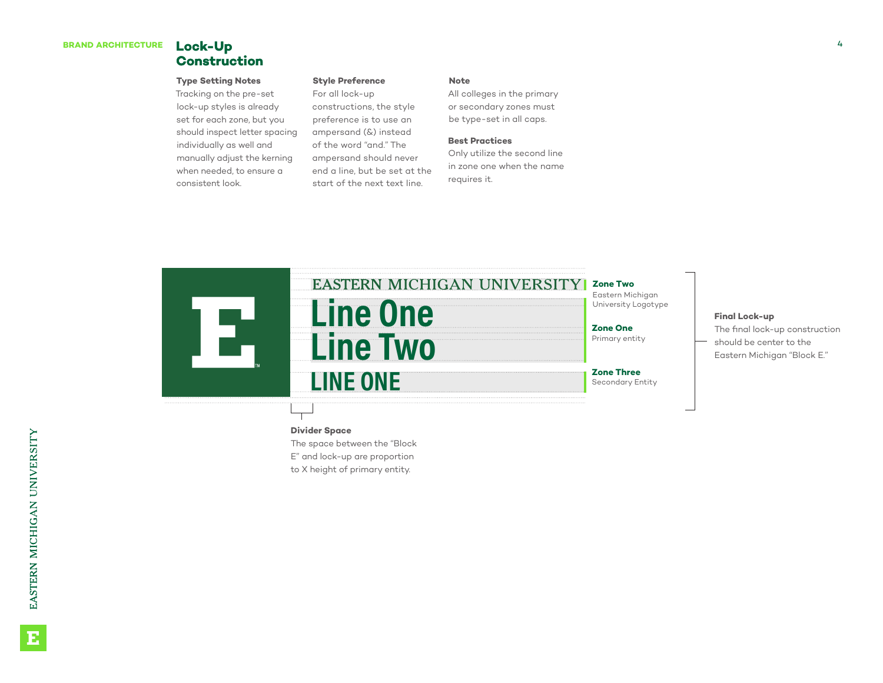BRAND ARCHITECTURE

# Lock-Up Construction

**Type Setting Notes**
Tracking on the pre-set lock-up styles is already set for each zone, but you should inspect letter spacing individually as well and manually adjust the kerning when needed, to ensure a consistent look.

**Style Preference**
For all lock-up constructions, the style preference is to use an ampersand (&) instead of the word "and." The ampersand should never end a line, but be set at the start of the next text line.

**Note**
All colleges in the primary or secondary zones must be type-set in all caps.

**Best Practices**
Only utilize the second line in zone one when the name requires it.

EASTERN MICHIGAN UNIVERSITY
Line One
Line Two
LINE ONE

**Zone Two**
Eastern Michigan University Logotype

**Zone One**
Primary entity

**Zone Three**
Secondary Entity

**Final Lock-up**
The final lock-up construction should be center to the Eastern Michigan "Block E."

**Divider Space**
The space between the "Block E" and lock-up are proportion to X height of primary entity.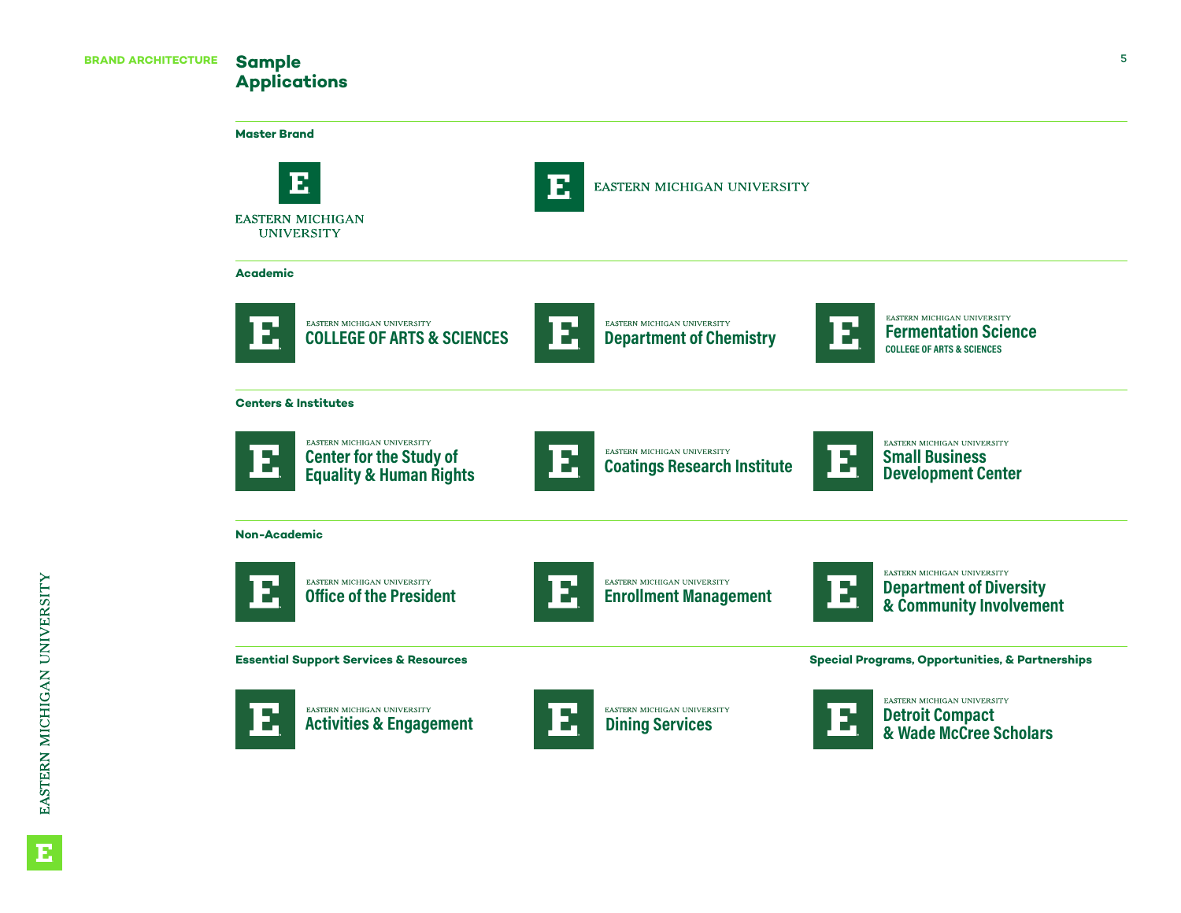BRAND ARCHITECTURE

# Sample Applications

## Master Brand

E
EASTERN MICHIGAN UNIVERSITY

E EASTERN MICHIGAN UNIVERSITY

## Academic

E EASTERN MICHIGAN UNIVERSITY
COLLEGE OF ARTS & SCIENCES

E EASTERN MICHIGAN UNIVERSITY
Department of Chemistry

E EASTERN MICHIGAN UNIVERSITY
Fermentation Science
COLLEGE OF ARTS & SCIENCES

## Centers & Institutes

E EASTERN MICHIGAN UNIVERSITY
Center for the Study of Equality & Human Rights

E EASTERN MICHIGAN UNIVERSITY
Coatings Research Institute

E EASTERN MICHIGAN UNIVERSITY
Small Business Development Center

## Non-Academic

E EASTERN MICHIGAN UNIVERSITY
Office of the President

E EASTERN MICHIGAN UNIVERSITY
Enrollment Management

E EASTERN MICHIGAN UNIVERSITY
Department of Diversity & Community Involvement

## Essential Support Services & Resources

E EASTERN MICHIGAN UNIVERSITY
Activities & Engagement

E EASTERN MICHIGAN UNIVERSITY
Dining Services

## Special Programs, Opportunities, & Partnerships

E EASTERN MICHIGAN UNIVERSITY
Detroit Compact & Wade McCree Scholars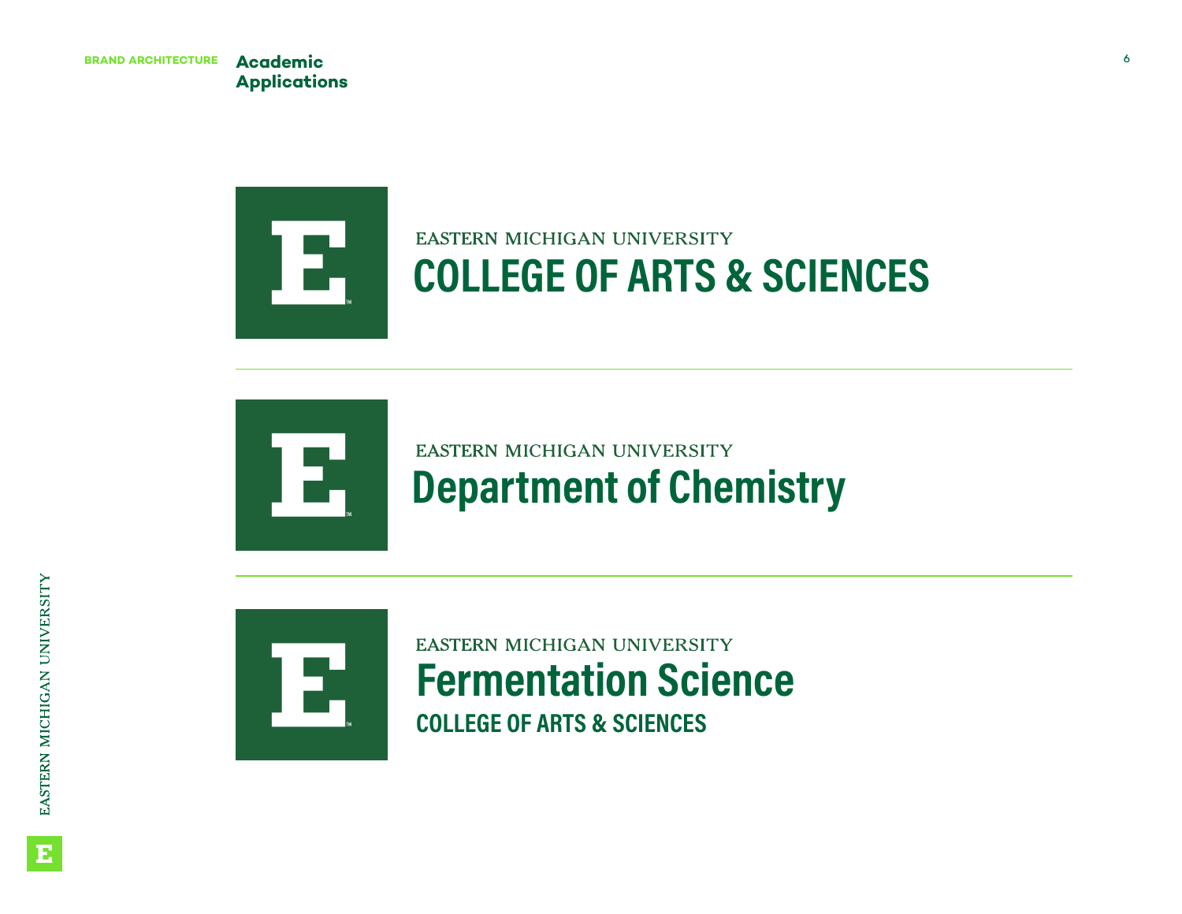BRAND ARCHITECTURE

# Academic Applications

EASTERN MICHIGAN UNIVERSITY
**COLLEGE OF ARTS & SCIENCES**

---

EASTERN MICHIGAN UNIVERSITY
**Department of Chemistry**

---

EASTERN MICHIGAN UNIVERSITY
**Fermentation Science**
**COLLEGE OF ARTS & SCIENCES**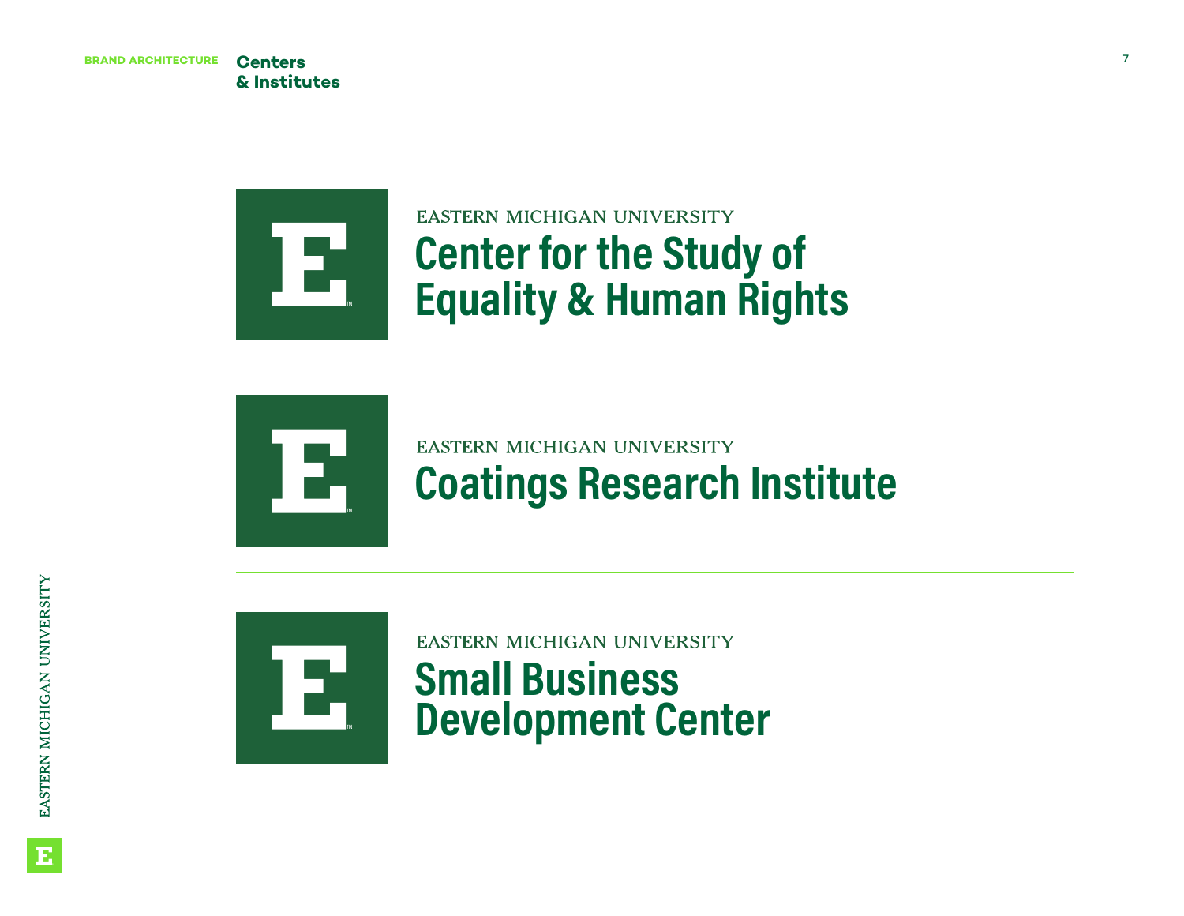BRAND ARCHITECTURE

## Centers & Institutes

EASTERN MICHIGAN UNIVERSITY
**Center for the Study of Equality & Human Rights**

---

EASTERN MICHIGAN UNIVERSITY
**Coatings Research Institute**

---

EASTERN MICHIGAN UNIVERSITY
**Small Business Development Center**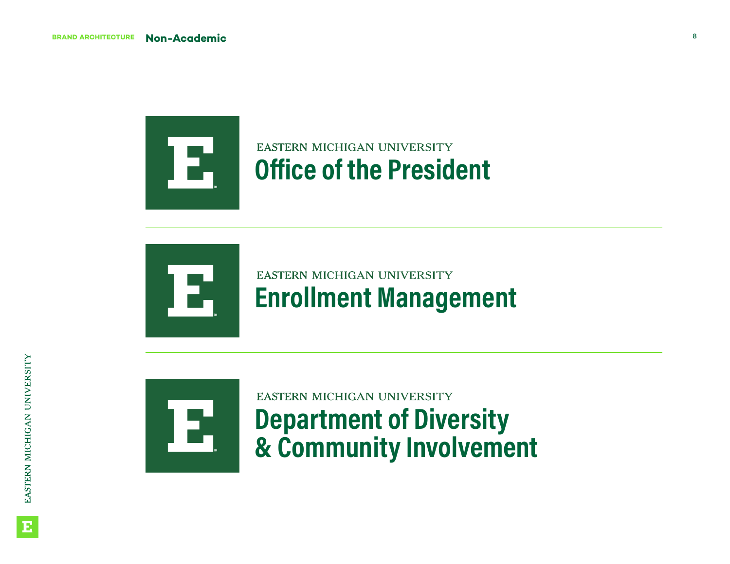BRAND ARCHITECTURE **Non-Academic**

EASTERN MICHIGAN UNIVERSITY
**Office of the President**

---

EASTERN MICHIGAN UNIVERSITY
**Enrollment Management**

---

EASTERN MICHIGAN UNIVERSITY
**Department of Diversity & Community Involvement**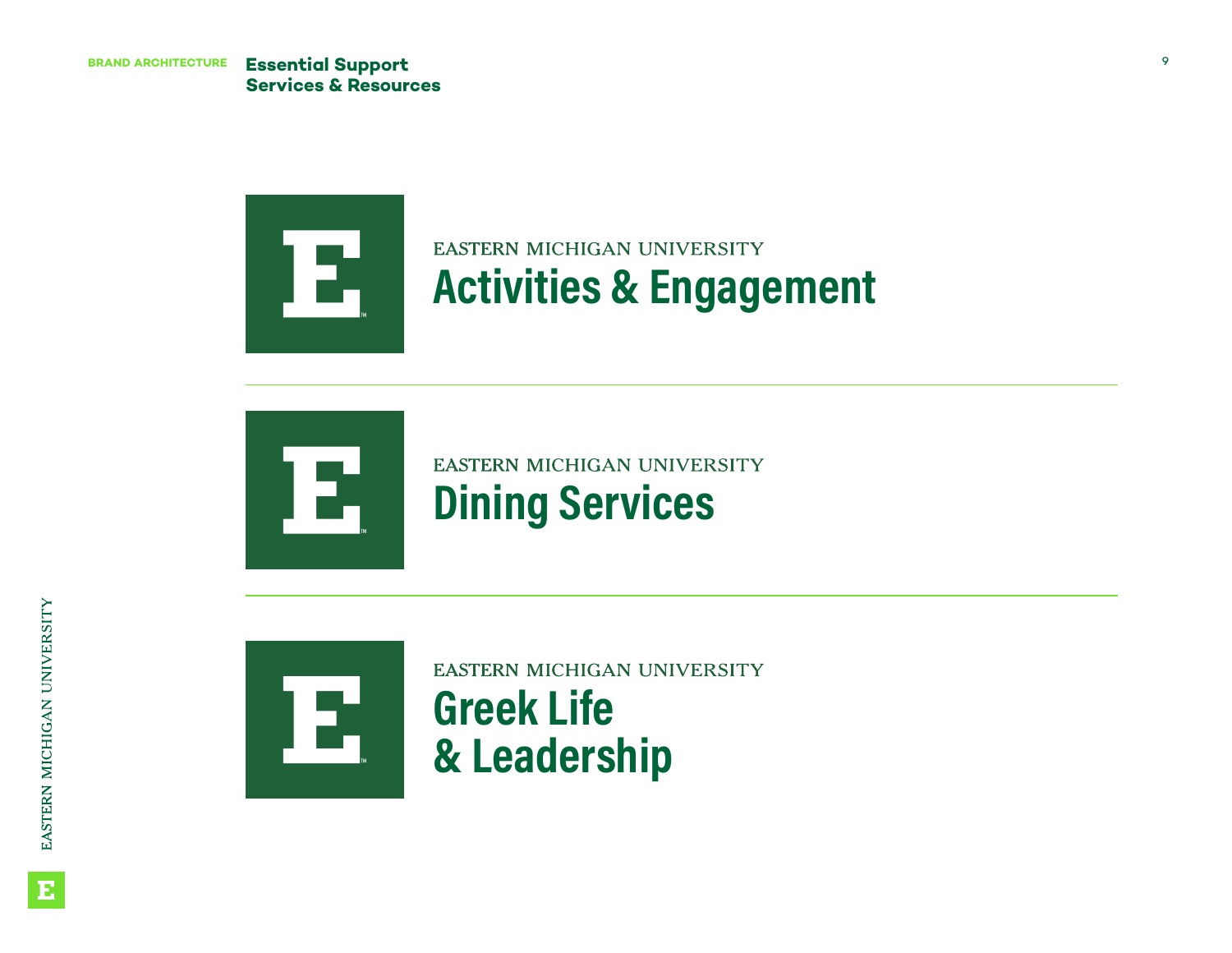BRAND ARCHITECTURE

## Essential Support Services & Resources

EASTERN MICHIGAN UNIVERSITY
**Activities & Engagement**

---

EASTERN MICHIGAN UNIVERSITY
**Dining Services**

---

EASTERN MICHIGAN UNIVERSITY
**Greek Life & Leadership**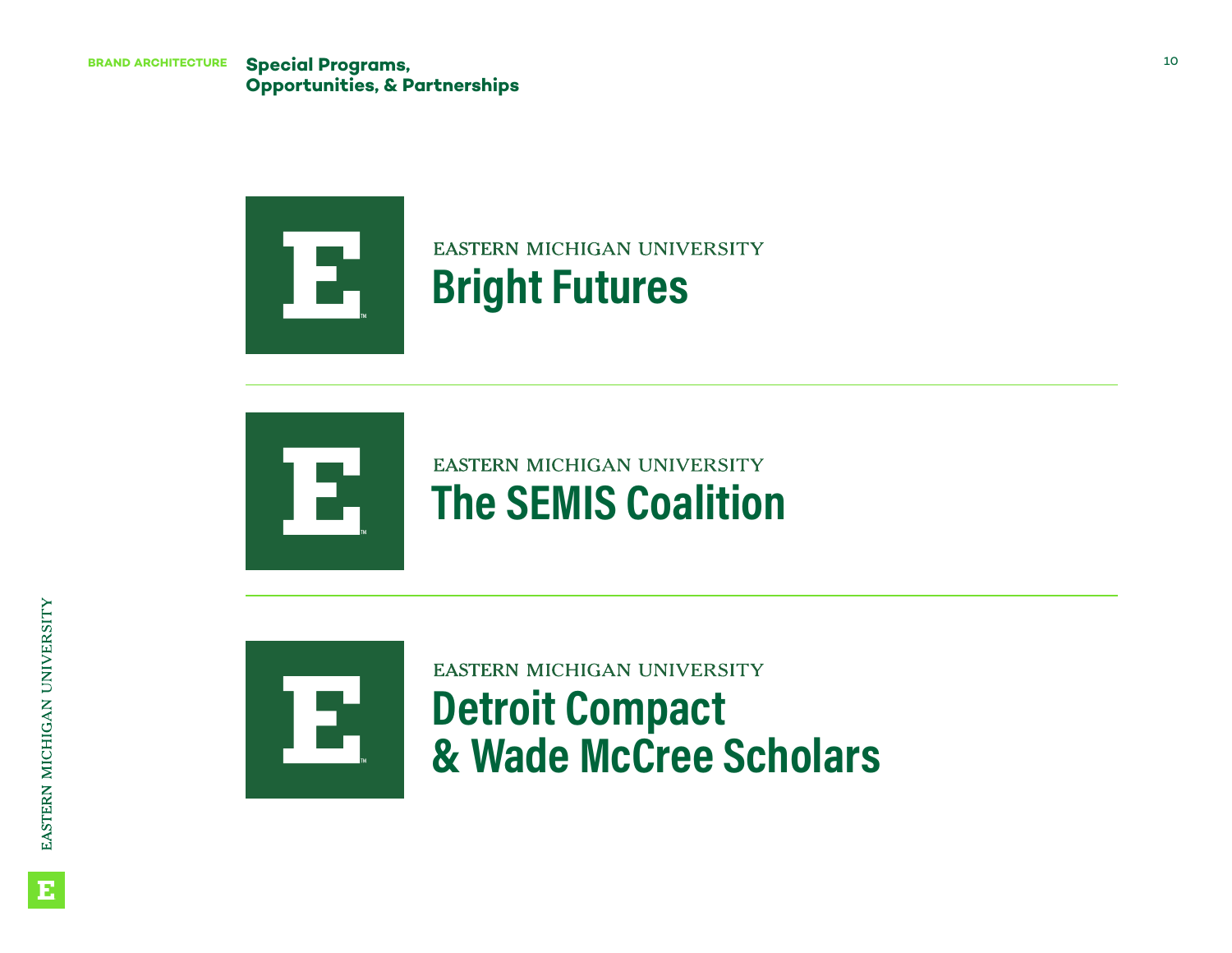BRAND ARCHITECTURE

## Special Programs, Opportunities, & Partnerships

EASTERN MICHIGAN UNIVERSITY
**Bright Futures**

---

EASTERN MICHIGAN UNIVERSITY
**The SEMIS Coalition**

---

EASTERN MICHIGAN UNIVERSITY
**Detroit Compact & Wade McCree Scholars**